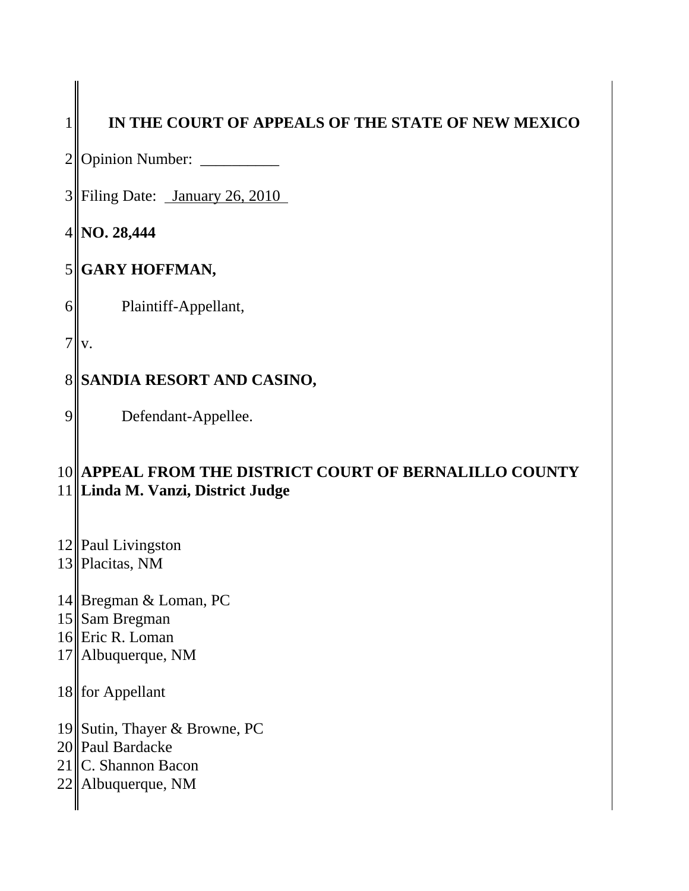# IN THE COURT OF APPEALS OF THE STATE OF NEW MEXICO

Opinion Number: __________

Filing Date: January 26, 2010

**NO. 28,444**

**GARY HOFFMAN,**

Plaintiff-Appellant,

v.

**SANDIA RESORT AND CASINO,**

Defendant-Appellee.

**APPEAL FROM THE DISTRICT COURT OF BERNALILLO COUNTY**
**Linda M. Vanzi, District Judge**

Paul Livingston
Placitas, NM

Bregman & Loman, PC
Sam Bregman
Eric R. Loman
Albuquerque, NM

for Appellant

Sutin, Thayer & Browne, PC
Paul Bardacke
C. Shannon Bacon
Albuquerque, NM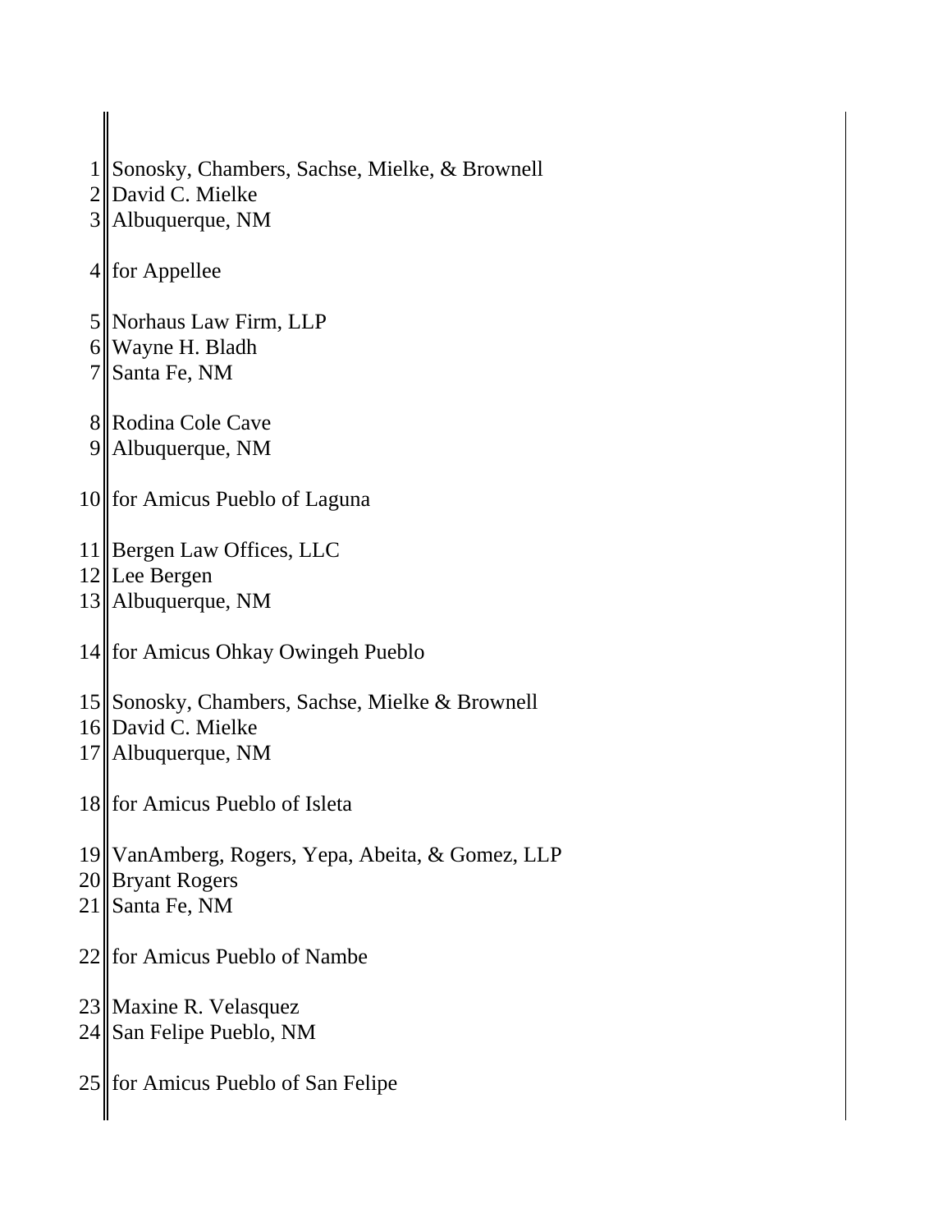Sonosky, Chambers, Sachse, Mielke, & Brownell
David C. Mielke
Albuquerque, NM

for Appellee

Norhaus Law Firm, LLP
Wayne H. Bladh
Santa Fe, NM

Rodina Cole Cave
Albuquerque, NM

for Amicus Pueblo of Laguna

Bergen Law Offices, LLC
Lee Bergen
Albuquerque, NM

for Amicus Ohkay Owingeh Pueblo

Sonosky, Chambers, Sachse, Mielke & Brownell
David C. Mielke
Albuquerque, NM

for Amicus Pueblo of Isleta

VanAmberg, Rogers, Yepa, Abeita, & Gomez, LLP
Bryant Rogers
Santa Fe, NM

for Amicus Pueblo of Nambe

Maxine R. Velasquez
San Felipe Pueblo, NM

for Amicus Pueblo of San Felipe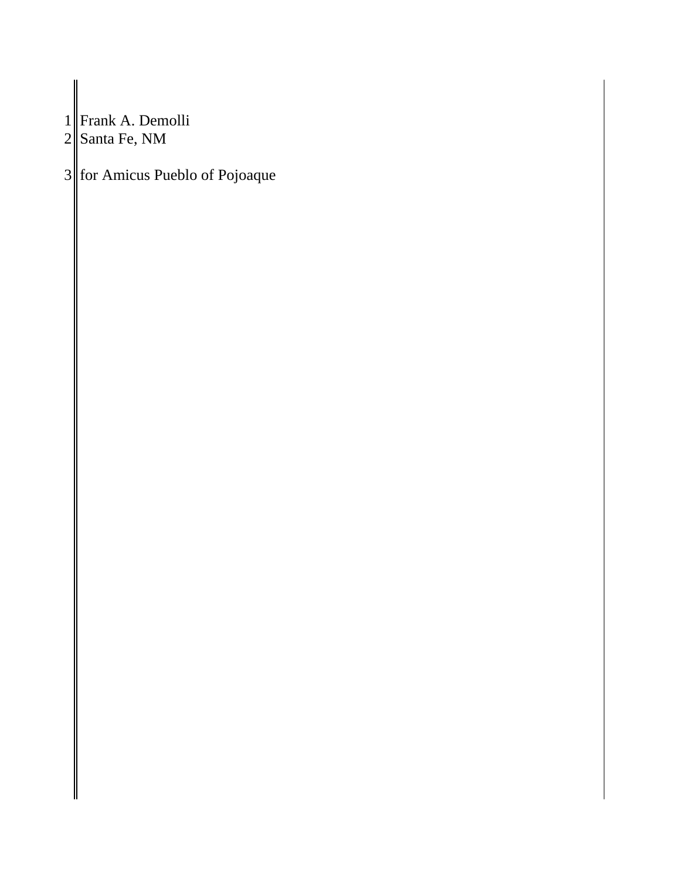Frank A. Demolli
Santa Fe, NM

for Amicus Pueblo of Pojoaque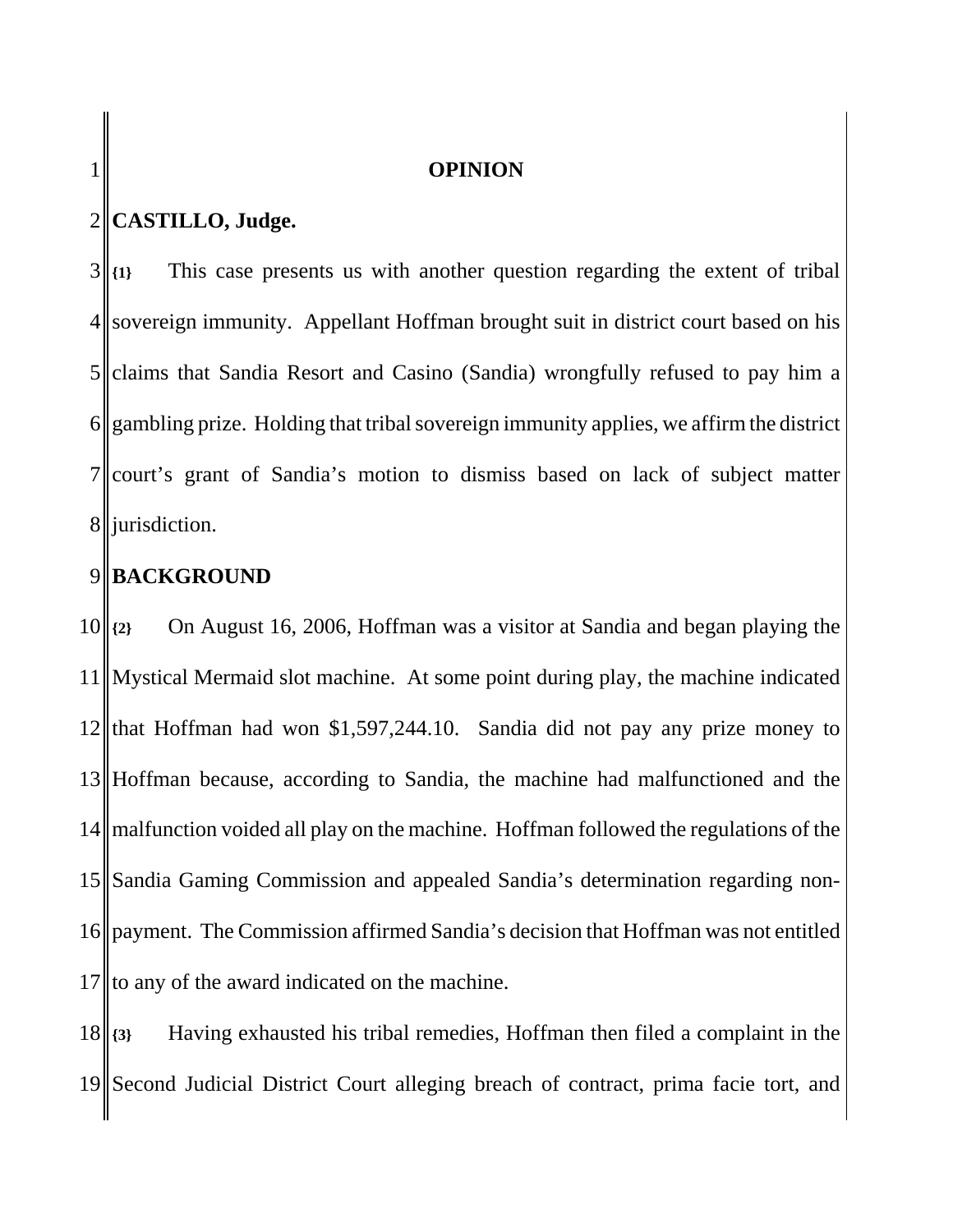# OPINION

**CASTILLO, Judge.**

**{1}** This case presents us with another question regarding the extent of tribal sovereign immunity. Appellant Hoffman brought suit in district court based on his claims that Sandia Resort and Casino (Sandia) wrongfully refused to pay him a gambling prize. Holding that tribal sovereign immunity applies, we affirm the district court's grant of Sandia's motion to dismiss based on lack of subject matter jurisdiction.

## BACKGROUND

**{2}** On August 16, 2006, Hoffman was a visitor at Sandia and began playing the Mystical Mermaid slot machine. At some point during play, the machine indicated that Hoffman had won $1,597,244.10. Sandia did not pay any prize money to Hoffman because, according to Sandia, the machine had malfunctioned and the malfunction voided all play on the machine. Hoffman followed the regulations of the Sandia Gaming Commission and appealed Sandia's determination regarding non-payment. The Commission affirmed Sandia's decision that Hoffman was not entitled to any of the award indicated on the machine.

**{3}** Having exhausted his tribal remedies, Hoffman then filed a complaint in the Second Judicial District Court alleging breach of contract, prima facie tort, and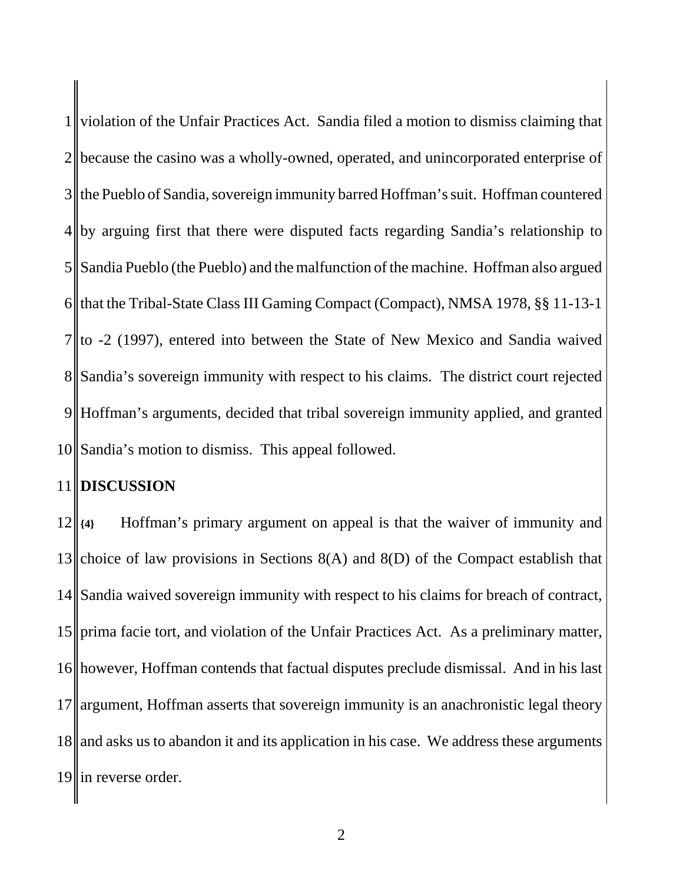violation of the Unfair Practices Act. Sandia filed a motion to dismiss claiming that because the casino was a wholly-owned, operated, and unincorporated enterprise of the Pueblo of Sandia, sovereign immunity barred Hoffman's suit. Hoffman countered by arguing first that there were disputed facts regarding Sandia's relationship to Sandia Pueblo (the Pueblo) and the malfunction of the machine. Hoffman also argued that the Tribal-State Class III Gaming Compact (Compact), NMSA 1978, §§ 11-13-1 to -2 (1997), entered into between the State of New Mexico and Sandia waived Sandia's sovereign immunity with respect to his claims. The district court rejected Hoffman's arguments, decided that tribal sovereign immunity applied, and granted Sandia's motion to dismiss. This appeal followed.

## DISCUSSION

**{4}** Hoffman's primary argument on appeal is that the waiver of immunity and choice of law provisions in Sections 8(A) and 8(D) of the Compact establish that Sandia waived sovereign immunity with respect to his claims for breach of contract, prima facie tort, and violation of the Unfair Practices Act. As a preliminary matter, however, Hoffman contends that factual disputes preclude dismissal. And in his last argument, Hoffman asserts that sovereign immunity is an anachronistic legal theory and asks us to abandon it and its application in his case. We address these arguments in reverse order.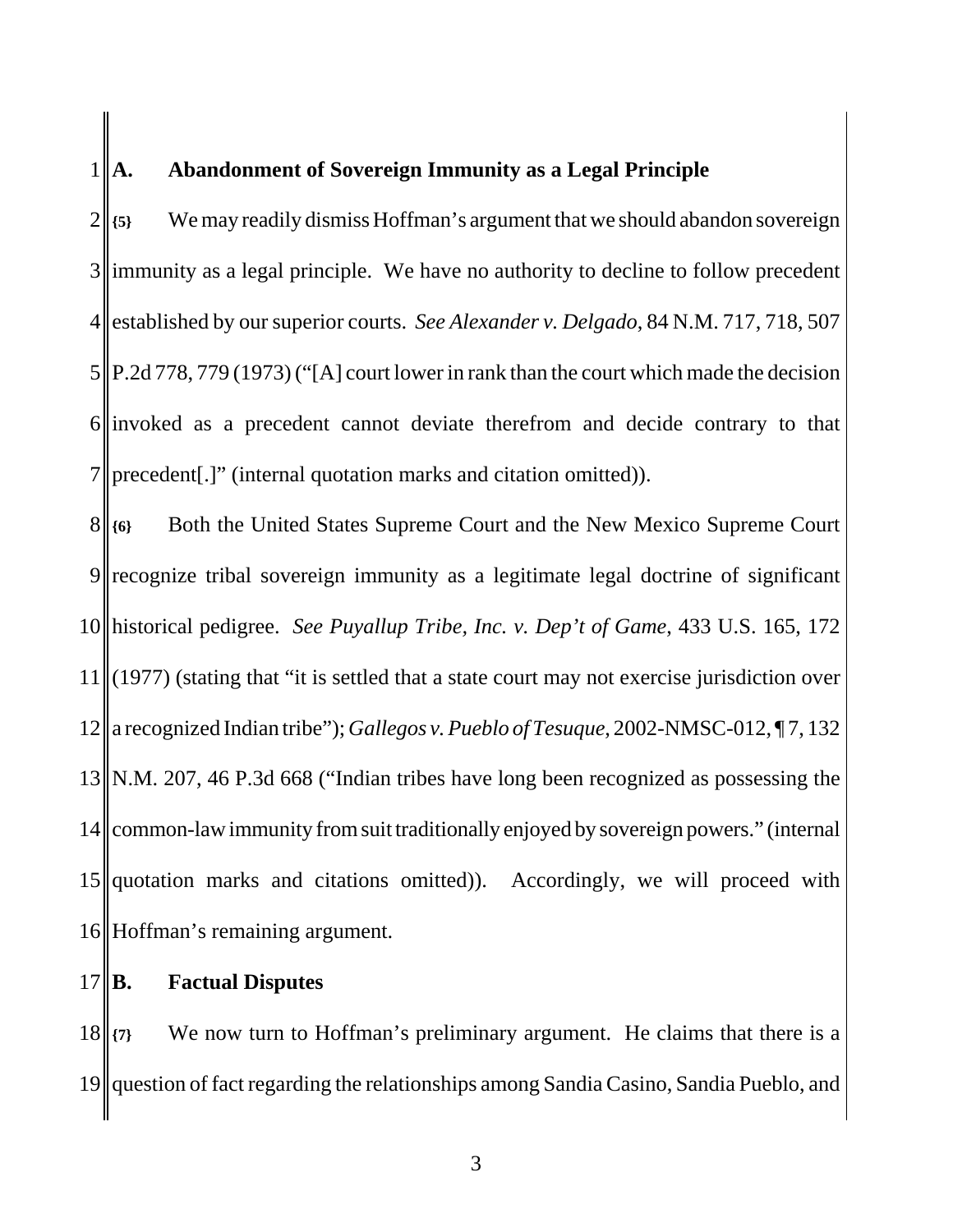## A. Abandonment of Sovereign Immunity as a Legal Principle

**{5}** We may readily dismiss Hoffman's argument that we should abandon sovereign immunity as a legal principle. We have no authority to decline to follow precedent established by our superior courts. *See Alexander v. Delgado*, 84 N.M. 717, 718, 507 P.2d 778, 779 (1973) ("[A] court lower in rank than the court which made the decision invoked as a precedent cannot deviate therefrom and decide contrary to that precedent[.]" (internal quotation marks and citation omitted)).

**{6}** Both the United States Supreme Court and the New Mexico Supreme Court recognize tribal sovereign immunity as a legitimate legal doctrine of significant historical pedigree. *See Puyallup Tribe, Inc. v. Dep't of Game*, 433 U.S. 165, 172 (1977) (stating that "it is settled that a state court may not exercise jurisdiction over a recognized Indian tribe"); *Gallegos v. Pueblo of Tesuque*, 2002-NMSC-012, ¶ 7, 132 N.M. 207, 46 P.3d 668 ("Indian tribes have long been recognized as possessing the common-law immunity from suit traditionally enjoyed by sovereign powers." (internal quotation marks and citations omitted)). Accordingly, we will proceed with Hoffman's remaining argument.

## B. Factual Disputes

**{7}** We now turn to Hoffman's preliminary argument. He claims that there is a question of fact regarding the relationships among Sandia Casino, Sandia Pueblo, and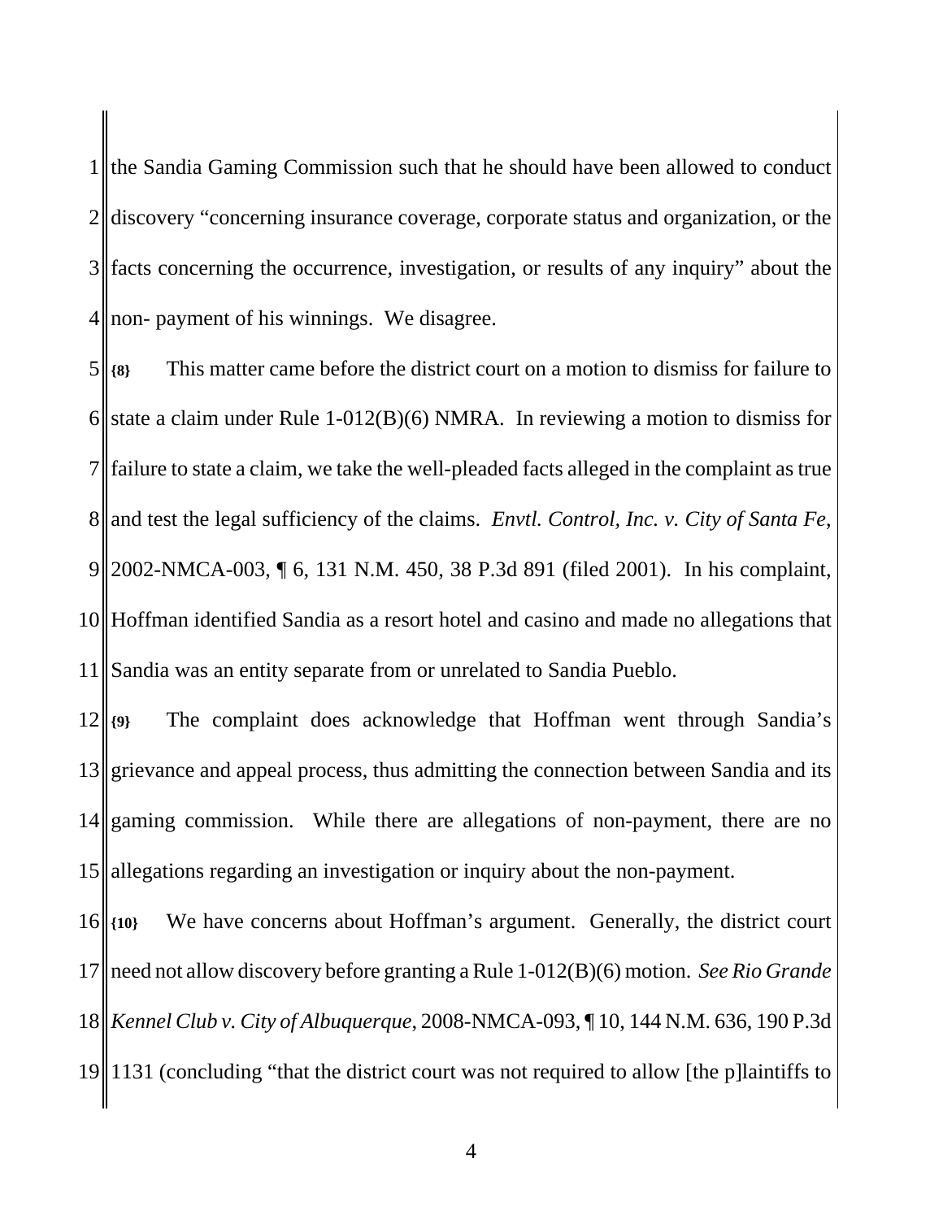the Sandia Gaming Commission such that he should have been allowed to conduct discovery "concerning insurance coverage, corporate status and organization, or the facts concerning the occurrence, investigation, or results of any inquiry" about the non- payment of his winnings. We disagree.

**{8}** This matter came before the district court on a motion to dismiss for failure to state a claim under Rule 1-012(B)(6) NMRA. In reviewing a motion to dismiss for failure to state a claim, we take the well-pleaded facts alleged in the complaint as true and test the legal sufficiency of the claims. *Envtl. Control, Inc. v. City of Santa Fe*, 2002-NMCA-003, ¶ 6, 131 N.M. 450, 38 P.3d 891 (filed 2001). In his complaint, Hoffman identified Sandia as a resort hotel and casino and made no allegations that Sandia was an entity separate from or unrelated to Sandia Pueblo.

**{9}** The complaint does acknowledge that Hoffman went through Sandia's grievance and appeal process, thus admitting the connection between Sandia and its gaming commission. While there are allegations of non-payment, there are no allegations regarding an investigation or inquiry about the non-payment.

**{10}** We have concerns about Hoffman's argument. Generally, the district court need not allow discovery before granting a Rule 1-012(B)(6) motion. *See Rio Grande Kennel Club v. City of Albuquerque*, 2008-NMCA-093, ¶ 10, 144 N.M. 636, 190 P.3d 1131 (concluding "that the district court was not required to allow [the p]laintiffs to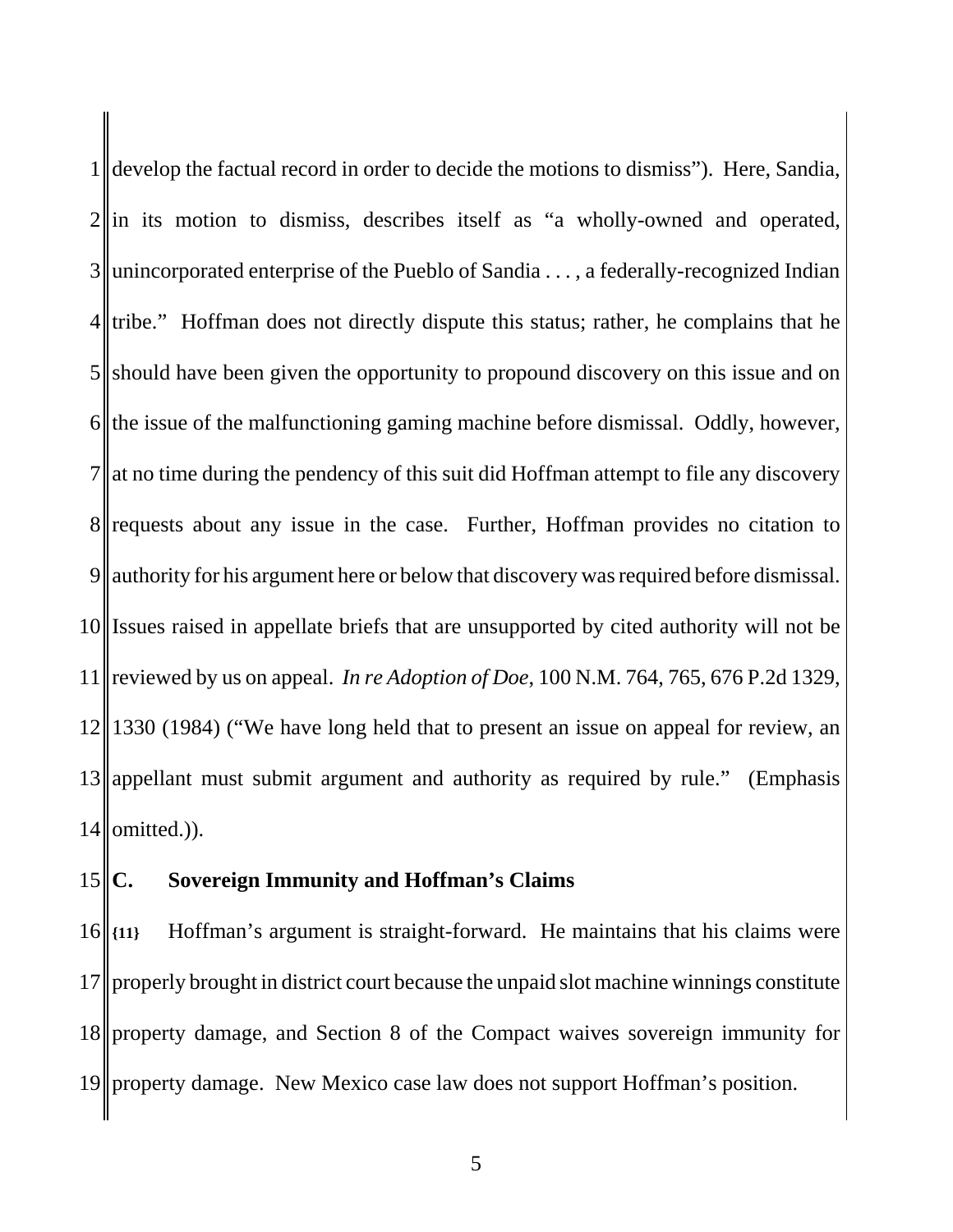develop the factual record in order to decide the motions to dismiss"). Here, Sandia, in its motion to dismiss, describes itself as "a wholly-owned and operated, unincorporated enterprise of the Pueblo of Sandia . . . , a federally-recognized Indian tribe." Hoffman does not directly dispute this status; rather, he complains that he should have been given the opportunity to propound discovery on this issue and on the issue of the malfunctioning gaming machine before dismissal. Oddly, however, at no time during the pendency of this suit did Hoffman attempt to file any discovery requests about any issue in the case. Further, Hoffman provides no citation to authority for his argument here or below that discovery was required before dismissal. Issues raised in appellate briefs that are unsupported by cited authority will not be reviewed by us on appeal. *In re Adoption of Doe*, 100 N.M. 764, 765, 676 P.2d 1329, 1330 (1984) ("We have long held that to present an issue on appeal for review, an appellant must submit argument and authority as required by rule." (Emphasis omitted.)).

### C. Sovereign Immunity and Hoffman's Claims

**{11}** Hoffman's argument is straight-forward. He maintains that his claims were properly brought in district court because the unpaid slot machine winnings constitute property damage, and Section 8 of the Compact waives sovereign immunity for property damage. New Mexico case law does not support Hoffman's position.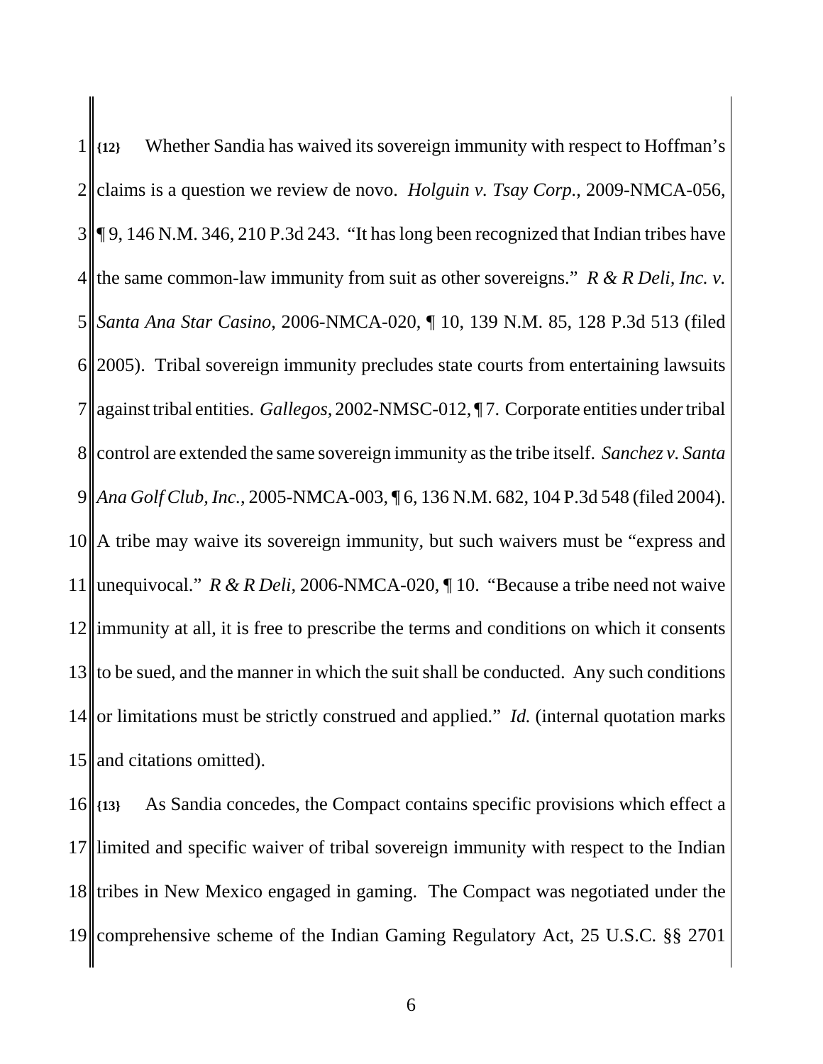**{12}** Whether Sandia has waived its sovereign immunity with respect to Hoffman's claims is a question we review de novo. *Holguin v. Tsay Corp.*, 2009-NMCA-056, ¶ 9, 146 N.M. 346, 210 P.3d 243. "It has long been recognized that Indian tribes have the same common-law immunity from suit as other sovereigns." *R & R Deli, Inc. v. Santa Ana Star Casino*, 2006-NMCA-020, ¶ 10, 139 N.M. 85, 128 P.3d 513 (filed 2005). Tribal sovereign immunity precludes state courts from entertaining lawsuits against tribal entities. *Gallegos*, 2002-NMSC-012, ¶ 7. Corporate entities under tribal control are extended the same sovereign immunity as the tribe itself. *Sanchez v. Santa Ana Golf Club, Inc.*, 2005-NMCA-003, ¶ 6, 136 N.M. 682, 104 P.3d 548 (filed 2004). A tribe may waive its sovereign immunity, but such waivers must be "express and unequivocal." *R & R Deli*, 2006-NMCA-020, ¶ 10. "Because a tribe need not waive immunity at all, it is free to prescribe the terms and conditions on which it consents to be sued, and the manner in which the suit shall be conducted. Any such conditions or limitations must be strictly construed and applied." *Id.* (internal quotation marks and citations omitted).

**{13}** As Sandia concedes, the Compact contains specific provisions which effect a limited and specific waiver of tribal sovereign immunity with respect to the Indian tribes in New Mexico engaged in gaming. The Compact was negotiated under the comprehensive scheme of the Indian Gaming Regulatory Act, 25 U.S.C. §§ 2701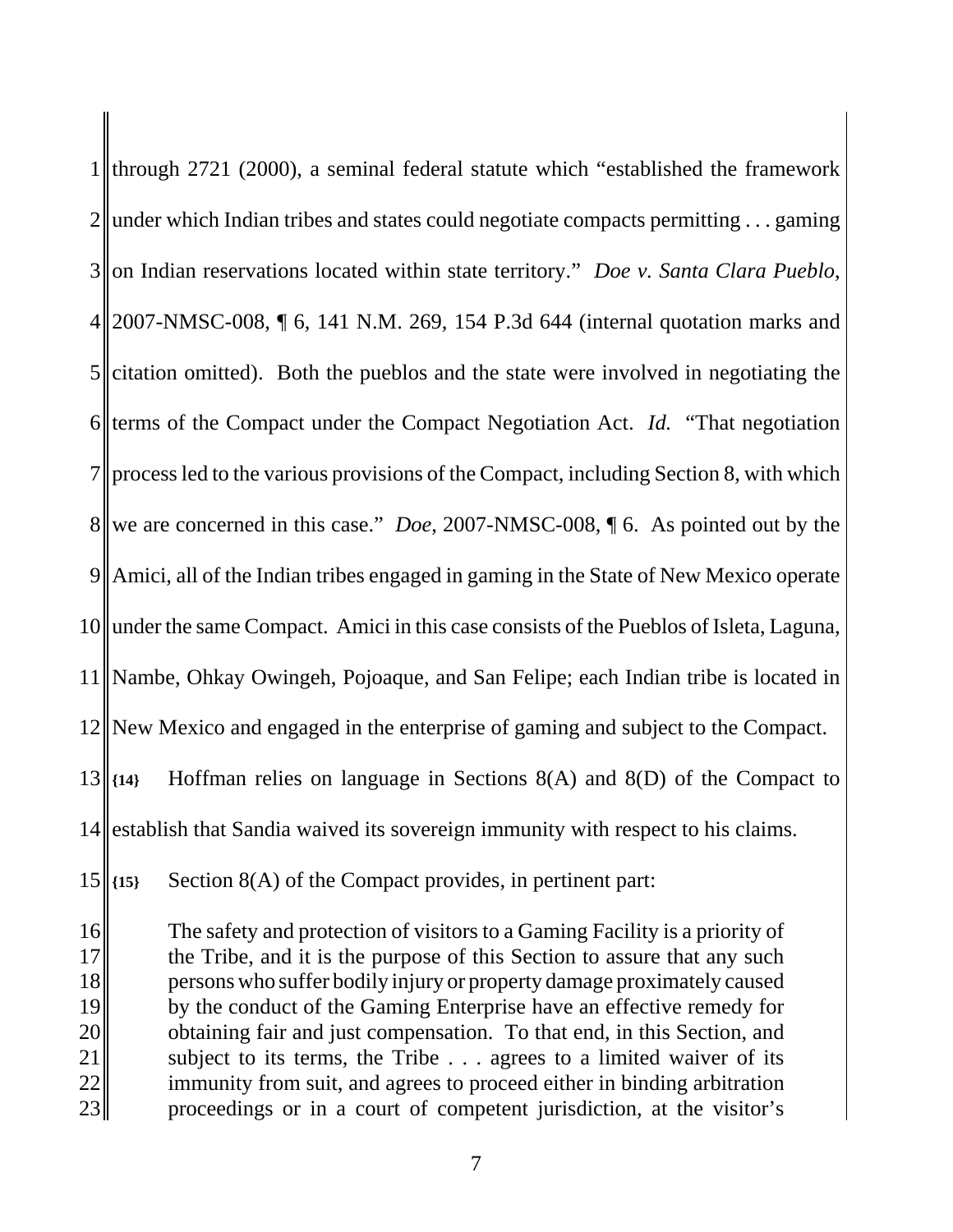through 2721 (2000), a seminal federal statute which "established the framework under which Indian tribes and states could negotiate compacts permitting . . . gaming on Indian reservations located within state territory." *Doe v. Santa Clara Pueblo*, 2007-NMSC-008, ¶ 6, 141 N.M. 269, 154 P.3d 644 (internal quotation marks and citation omitted). Both the pueblos and the state were involved in negotiating the terms of the Compact under the Compact Negotiation Act. *Id.* "That negotiation process led to the various provisions of the Compact, including Section 8, with which we are concerned in this case." *Doe*, 2007-NMSC-008, ¶ 6. As pointed out by the Amici, all of the Indian tribes engaged in gaming in the State of New Mexico operate under the same Compact. Amici in this case consists of the Pueblos of Isleta, Laguna, Nambe, Ohkay Owingeh, Pojoaque, and San Felipe; each Indian tribe is located in New Mexico and engaged in the enterprise of gaming and subject to the Compact.

**{14}** Hoffman relies on language in Sections 8(A) and 8(D) of the Compact to establish that Sandia waived its sovereign immunity with respect to his claims.

**{15}** Section 8(A) of the Compact provides, in pertinent part:

> The safety and protection of visitors to a Gaming Facility is a priority of the Tribe, and it is the purpose of this Section to assure that any such persons who suffer bodily injury or property damage proximately caused by the conduct of the Gaming Enterprise have an effective remedy for obtaining fair and just compensation. To that end, in this Section, and subject to its terms, the Tribe . . . agrees to a limited waiver of its immunity from suit, and agrees to proceed either in binding arbitration proceedings or in a court of competent jurisdiction, at the visitor's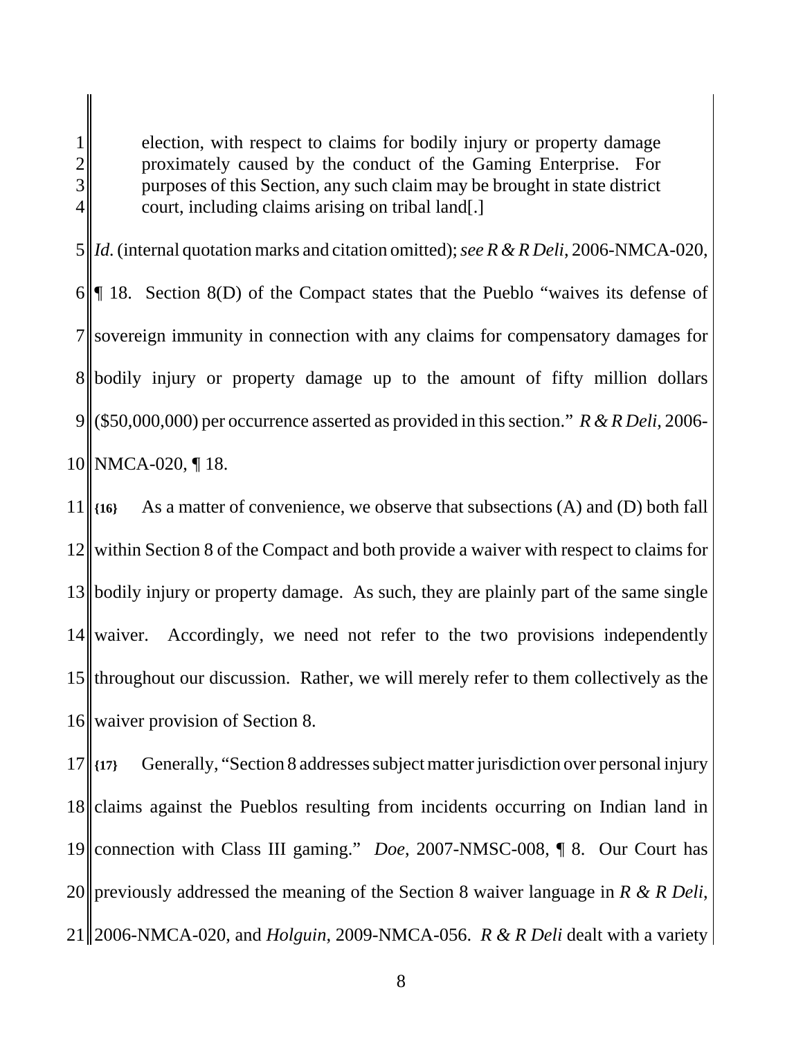> election, with respect to claims for bodily injury or property damage proximately caused by the conduct of the Gaming Enterprise. For purposes of this Section, any such claim may be brought in state district court, including claims arising on tribal land[.]

*Id.* (internal quotation marks and citation omitted); *see R & R Deli*, 2006-NMCA-020, ¶ 18. Section 8(D) of the Compact states that the Pueblo "waives its defense of sovereign immunity in connection with any claims for compensatory damages for bodily injury or property damage up to the amount of fifty million dollars ($50,000,000) per occurrence asserted as provided in this section." *R & R Deli*, 2006-NMCA-020, ¶ 18.

**{16}** As a matter of convenience, we observe that subsections (A) and (D) both fall within Section 8 of the Compact and both provide a waiver with respect to claims for bodily injury or property damage. As such, they are plainly part of the same single waiver. Accordingly, we need not refer to the two provisions independently throughout our discussion. Rather, we will merely refer to them collectively as the waiver provision of Section 8.

**{17}** Generally, "Section 8 addresses subject matter jurisdiction over personal injury claims against the Pueblos resulting from incidents occurring on Indian land in connection with Class III gaming." *Doe*, 2007-NMSC-008, ¶ 8. Our Court has previously addressed the meaning of the Section 8 waiver language in *R & R Deli*, 2006-NMCA-020, and *Holguin*, 2009-NMCA-056. *R & R Deli* dealt with a variety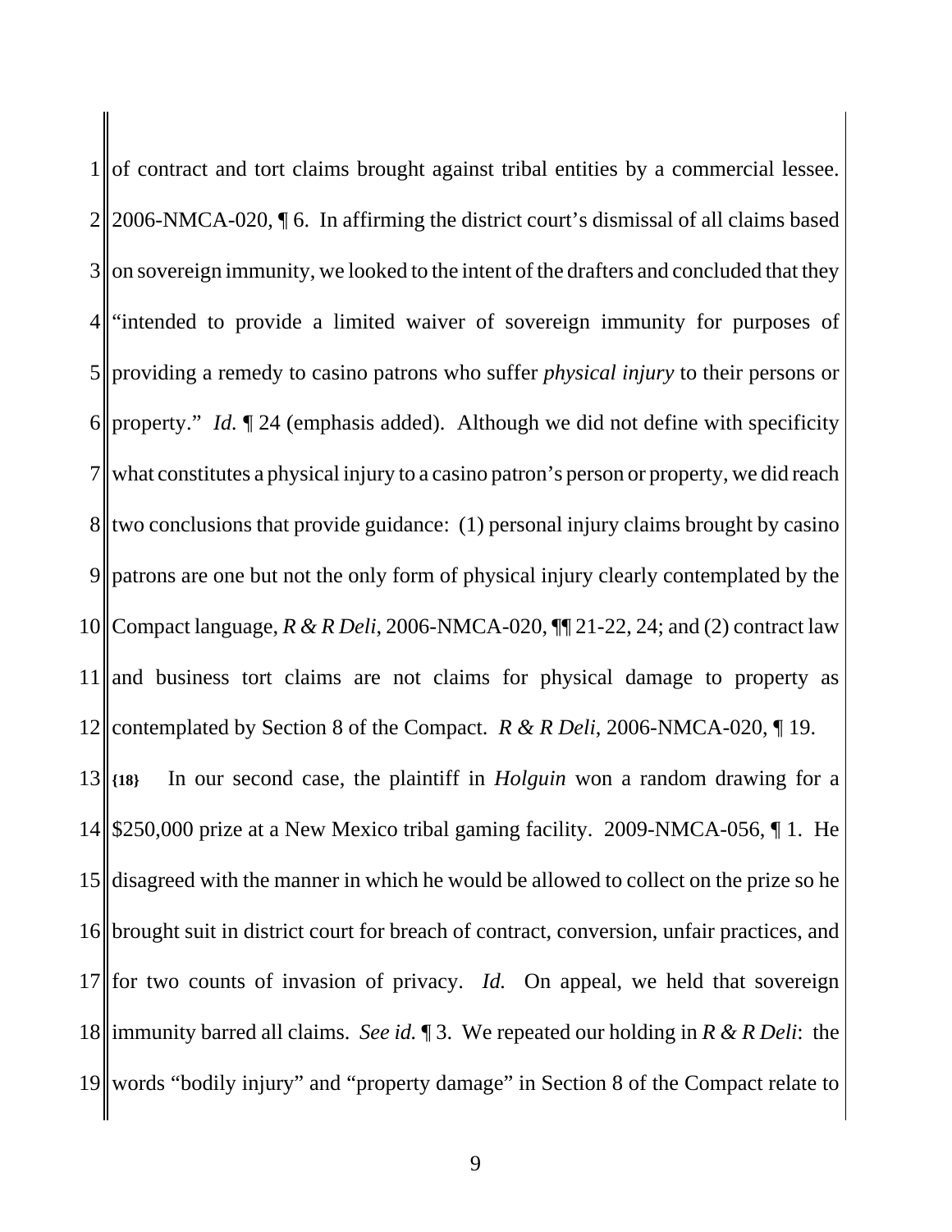of contract and tort claims brought against tribal entities by a commercial lessee. 2006-NMCA-020, ¶ 6. In affirming the district court's dismissal of all claims based on sovereign immunity, we looked to the intent of the drafters and concluded that they "intended to provide a limited waiver of sovereign immunity for purposes of providing a remedy to casino patrons who suffer *physical injury* to their persons or property." *Id.* ¶ 24 (emphasis added). Although we did not define with specificity what constitutes a physical injury to a casino patron's person or property, we did reach two conclusions that provide guidance: (1) personal injury claims brought by casino patrons are one but not the only form of physical injury clearly contemplated by the Compact language, *R & R Deli*, 2006-NMCA-020, ¶¶ 21-22, 24; and (2) contract law and business tort claims are not claims for physical damage to property as contemplated by Section 8 of the Compact. *R & R Deli*, 2006-NMCA-020, ¶ 19.

**{18}** In our second case, the plaintiff in *Holguin* won a random drawing for a $250,000 prize at a New Mexico tribal gaming facility. 2009-NMCA-056, ¶ 1. He disagreed with the manner in which he would be allowed to collect on the prize so he brought suit in district court for breach of contract, conversion, unfair practices, and for two counts of invasion of privacy. *Id.* On appeal, we held that sovereign immunity barred all claims. *See id.* ¶ 3. We repeated our holding in *R & R Deli*: the words "bodily injury" and "property damage" in Section 8 of the Compact relate to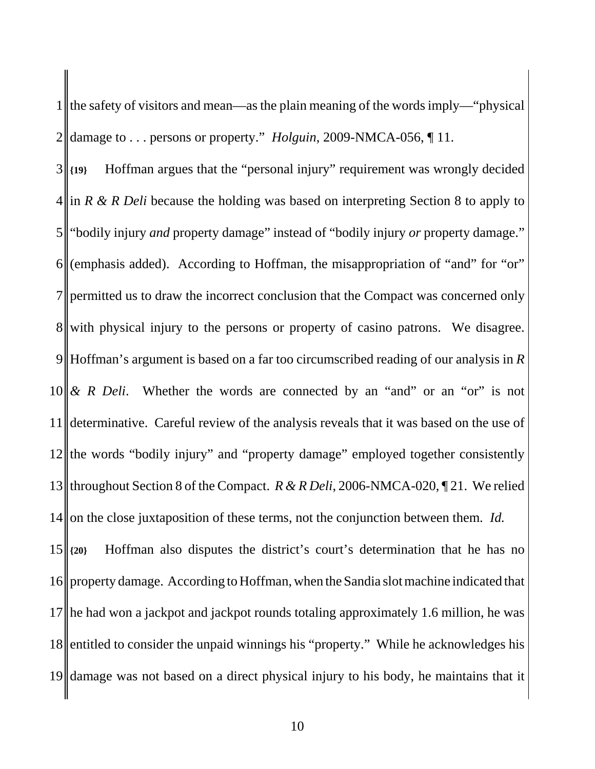the safety of visitors and mean—as the plain meaning of the words imply—"physical damage to . . . persons or property." *Holguin*, 2009-NMCA-056, ¶ 11.

**{19}** Hoffman argues that the "personal injury" requirement was wrongly decided in *R & R Deli* because the holding was based on interpreting Section 8 to apply to "bodily injury *and* property damage" instead of "bodily injury *or* property damage." (emphasis added). According to Hoffman, the misappropriation of "and" for "or" permitted us to draw the incorrect conclusion that the Compact was concerned only with physical injury to the persons or property of casino patrons. We disagree. Hoffman's argument is based on a far too circumscribed reading of our analysis in *R & R Deli*. Whether the words are connected by an "and" or an "or" is not determinative. Careful review of the analysis reveals that it was based on the use of the words "bodily injury" and "property damage" employed together consistently throughout Section 8 of the Compact. *R & R Deli*, 2006-NMCA-020, ¶ 21. We relied on the close juxtaposition of these terms, not the conjunction between them. *Id.*

**{20}** Hoffman also disputes the district's court's determination that he has no property damage. According to Hoffman, when the Sandia slot machine indicated that he had won a jackpot and jackpot rounds totaling approximately 1.6 million, he was entitled to consider the unpaid winnings his "property." While he acknowledges his damage was not based on a direct physical injury to his body, he maintains that it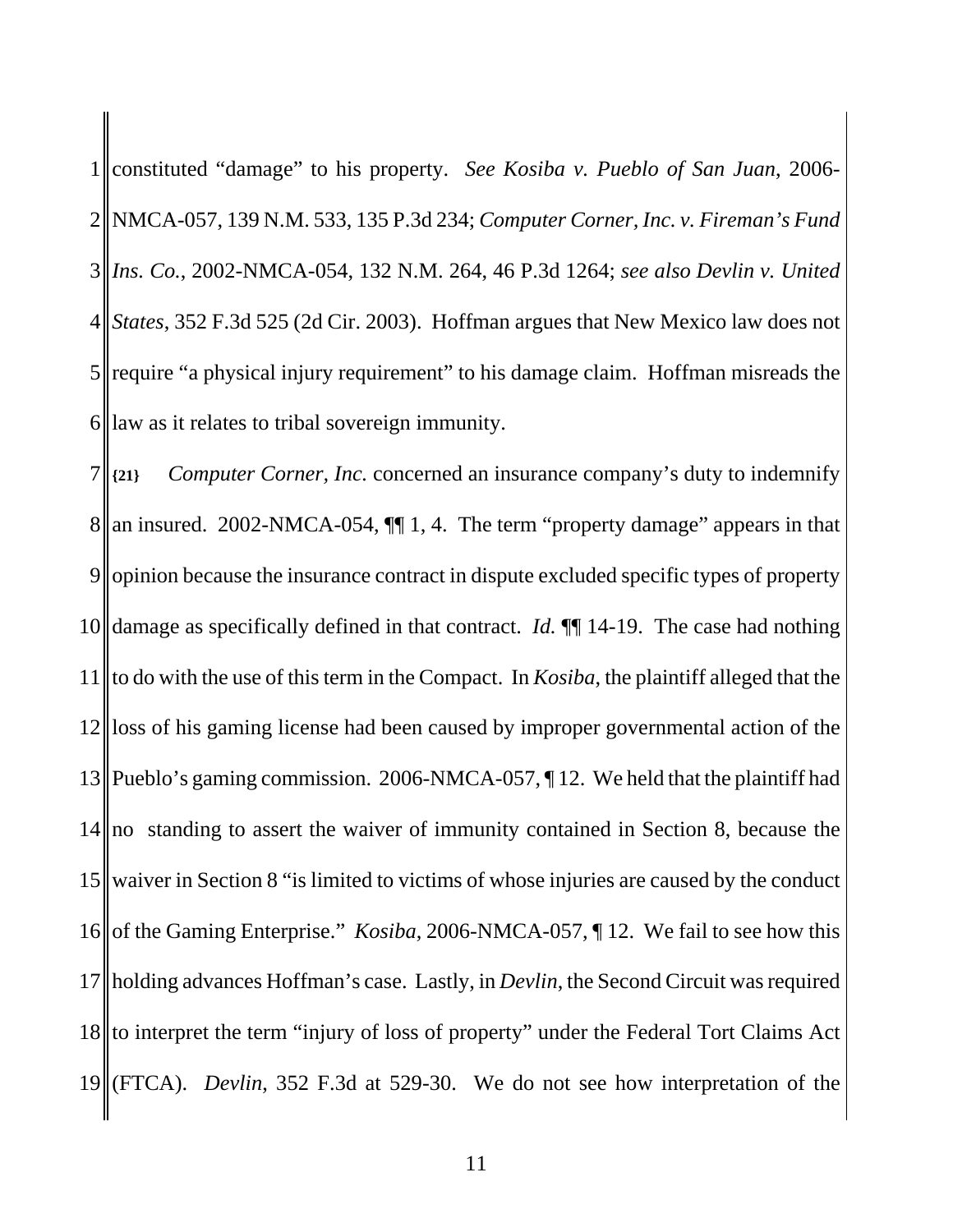constituted "damage" to his property. *See Kosiba v. Pueblo of San Juan*, 2006-NMCA-057, 139 N.M. 533, 135 P.3d 234; *Computer Corner, Inc. v. Fireman's Fund Ins. Co.*, 2002-NMCA-054, 132 N.M. 264, 46 P.3d 1264; *see also Devlin v. United States*, 352 F.3d 525 (2d Cir. 2003). Hoffman argues that New Mexico law does not require "a physical injury requirement" to his damage claim. Hoffman misreads the law as it relates to tribal sovereign immunity.

**{21}** *Computer Corner, Inc.* concerned an insurance company's duty to indemnify an insured. 2002-NMCA-054, ¶¶ 1, 4. The term "property damage" appears in that opinion because the insurance contract in dispute excluded specific types of property damage as specifically defined in that contract. *Id.* ¶¶ 14-19. The case had nothing to do with the use of this term in the Compact. In *Kosiba*, the plaintiff alleged that the loss of his gaming license had been caused by improper governmental action of the Pueblo's gaming commission. 2006-NMCA-057, ¶ 12. We held that the plaintiff had no standing to assert the waiver of immunity contained in Section 8, because the waiver in Section 8 "is limited to victims of whose injuries are caused by the conduct of the Gaming Enterprise." *Kosiba*, 2006-NMCA-057, ¶ 12. We fail to see how this holding advances Hoffman's case. Lastly, in *Devlin*, the Second Circuit was required to interpret the term "injury of loss of property" under the Federal Tort Claims Act (FTCA). *Devlin*, 352 F.3d at 529-30. We do not see how interpretation of the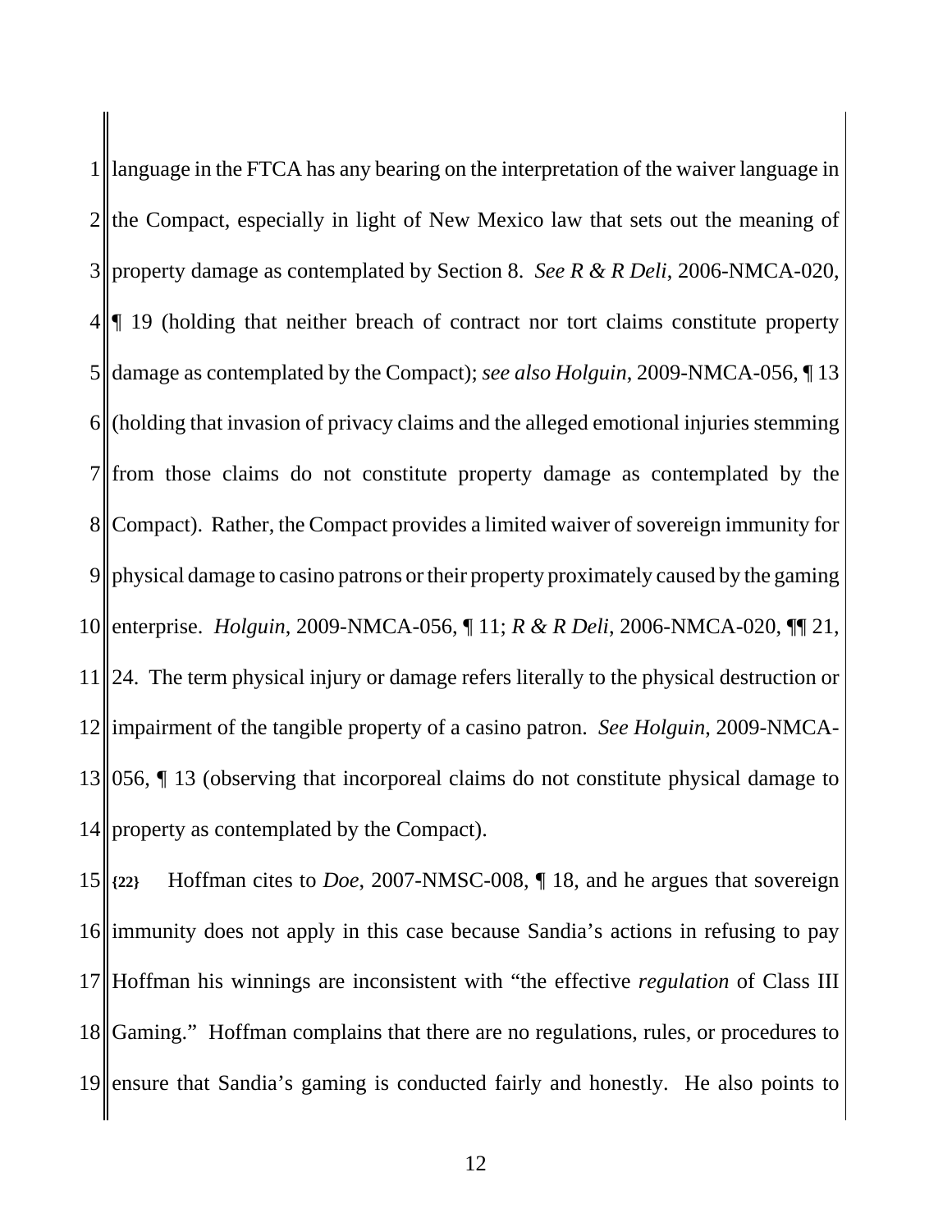language in the FTCA has any bearing on the interpretation of the waiver language in the Compact, especially in light of New Mexico law that sets out the meaning of property damage as contemplated by Section 8. *See R & R Deli*, 2006-NMCA-020, ¶ 19 (holding that neither breach of contract nor tort claims constitute property damage as contemplated by the Compact); *see also Holguin*, 2009-NMCA-056, ¶ 13 (holding that invasion of privacy claims and the alleged emotional injuries stemming from those claims do not constitute property damage as contemplated by the Compact). Rather, the Compact provides a limited waiver of sovereign immunity for physical damage to casino patrons or their property proximately caused by the gaming enterprise. *Holguin*, 2009-NMCA-056, ¶ 11; *R & R Deli*, 2006-NMCA-020, ¶¶ 21, 24. The term physical injury or damage refers literally to the physical destruction or impairment of the tangible property of a casino patron. *See Holguin*, 2009-NMCA-056, ¶ 13 (observing that incorporeal claims do not constitute physical damage to property as contemplated by the Compact).

**{22}** Hoffman cites to *Doe*, 2007-NMSC-008, ¶ 18, and he argues that sovereign immunity does not apply in this case because Sandia's actions in refusing to pay Hoffman his winnings are inconsistent with "the effective *regulation* of Class III Gaming." Hoffman complains that there are no regulations, rules, or procedures to ensure that Sandia's gaming is conducted fairly and honestly. He also points to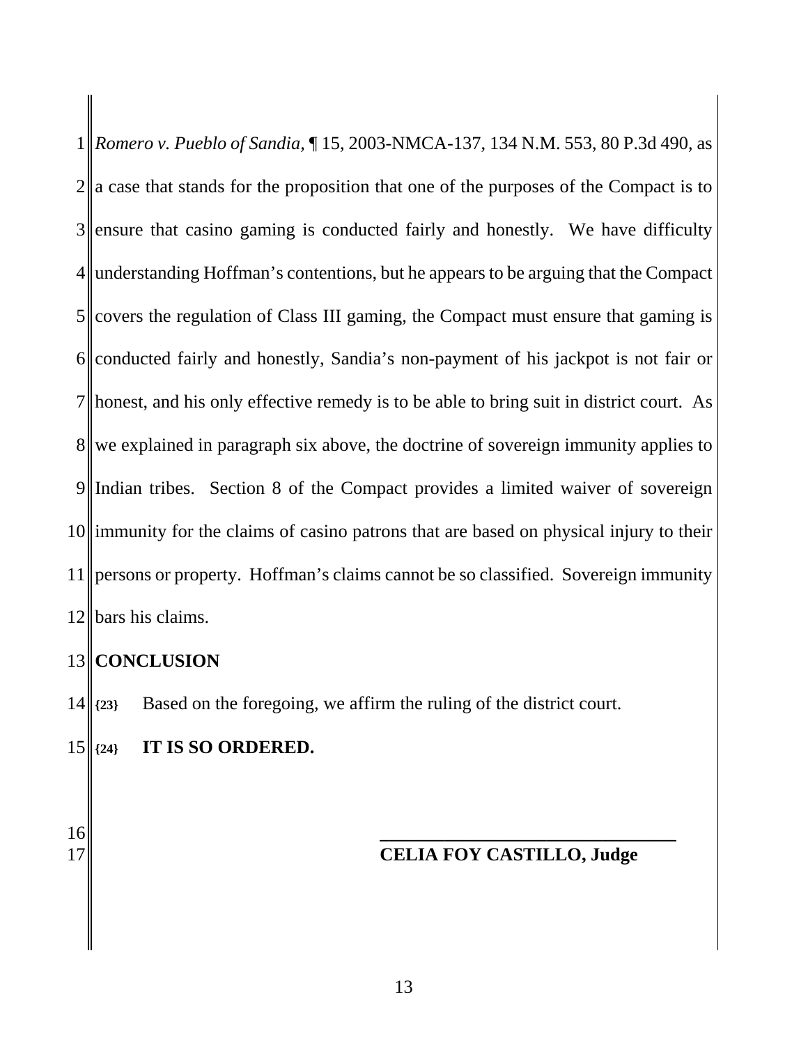*Romero v. Pueblo of Sandia*, ¶ 15, 2003-NMCA-137, 134 N.M. 553, 80 P.3d 490, as a case that stands for the proposition that one of the purposes of the Compact is to ensure that casino gaming is conducted fairly and honestly. We have difficulty understanding Hoffman's contentions, but he appears to be arguing that the Compact covers the regulation of Class III gaming, the Compact must ensure that gaming is conducted fairly and honestly, Sandia's non-payment of his jackpot is not fair or honest, and his only effective remedy is to be able to bring suit in district court. As we explained in paragraph six above, the doctrine of sovereign immunity applies to Indian tribes. Section 8 of the Compact provides a limited waiver of sovereign immunity for the claims of casino patrons that are based on physical injury to their persons or property. Hoffman's claims cannot be so classified. Sovereign immunity bars his claims.

**CONCLUSION**

**{23}** Based on the foregoing, we affirm the ruling of the district court.

**{24}** **IT IS SO ORDERED.**

\_\_\_\_\_\_\_\_\_\_\_\_\_\_\_\_\_\_\_\_\_\_\_\_\_\_\_\_\_\_\_\_\_\_\_\_

**CELIA FOY CASTILLO, Judge**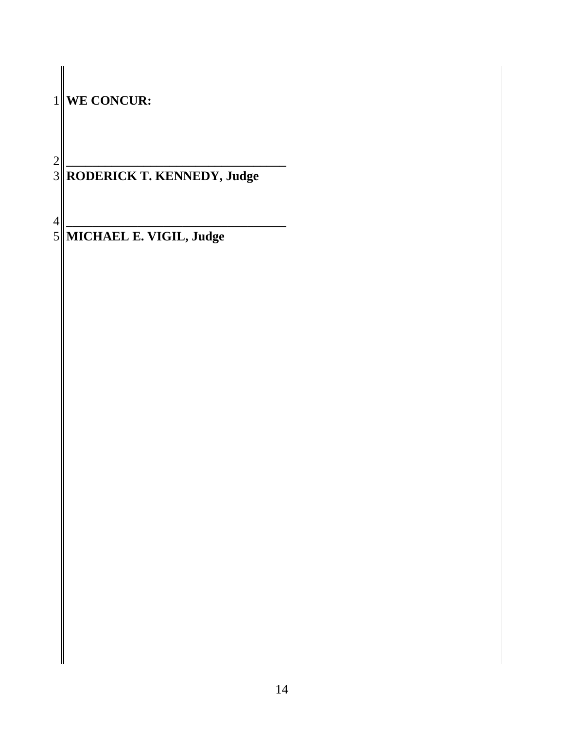**WE CONCUR:**

**\_\_\_\_\_\_\_\_\_\_\_\_\_\_\_\_\_\_\_\_\_\_\_\_\_\_\_\_\_\_\_\_\_\_\_**

**RODERICK T. KENNEDY, Judge**

**\_\_\_\_\_\_\_\_\_\_\_\_\_\_\_\_\_\_\_\_\_\_\_\_\_\_\_\_\_\_\_\_\_\_\_**

**MICHAEL E. VIGIL, Judge**